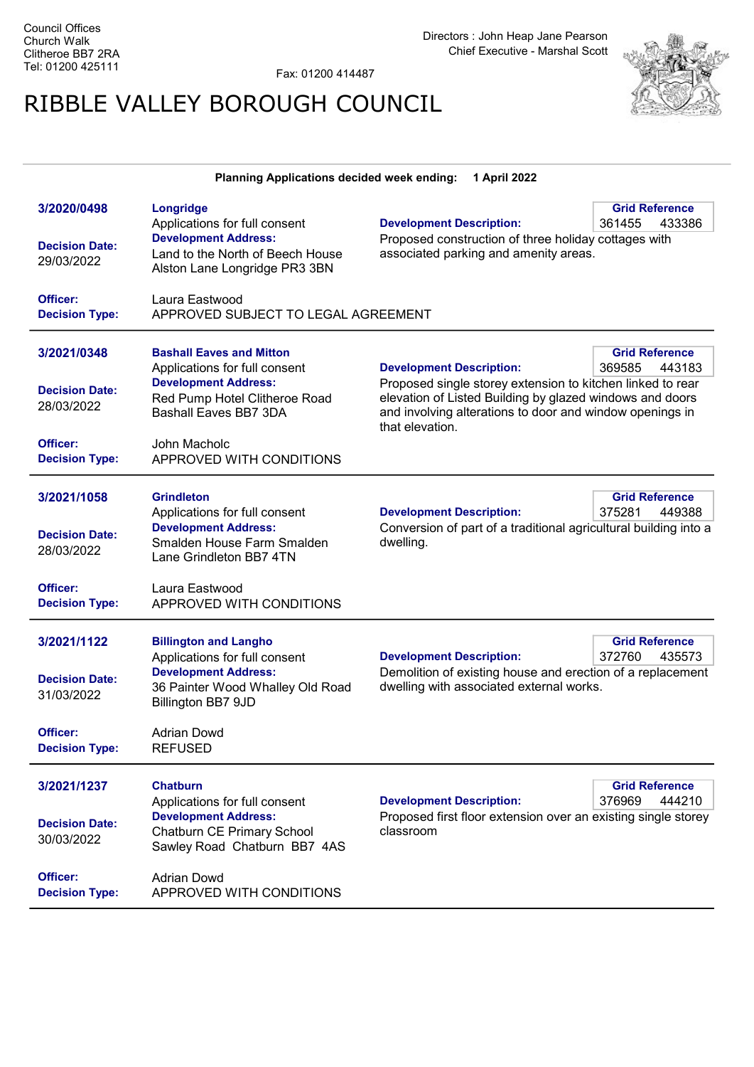Council Offices
Church Walk
Clitheroe BB7 2RA
Tel: 01200 425111

Fax: 01200 414487

Directors : John Heap Jane Pearson
Chief Executive - Marshal Scott

# RIBBLE VALLEY BOROUGH COUNCIL

**Planning Applications decided week ending: 1 April 2022**

---

**3/2020/0498**

**Longridge**
Applications for full consent

**Decision Date:** 29/03/2022

**Development Address:**
Land to the North of Beech House Alston Lane Longridge PR3 3BN

**Development Description:**
Proposed construction of three holiday cottages with associated parking and amenity areas.

**Grid Reference:** 361455 433386

**Officer:** Laura Eastwood

**Decision Type:** APPROVED SUBJECT TO LEGAL AGREEMENT

---

**3/2021/0348**

**Bashall Eaves and Mitton**
Applications for full consent

**Decision Date:** 28/03/2022

**Development Address:**
Red Pump Hotel Clitheroe Road Bashall Eaves BB7 3DA

**Development Description:**
Proposed single storey extension to kitchen linked to rear elevation of Listed Building by glazed windows and doors and involving alterations to door and window openings in that elevation.

**Grid Reference:** 369585 443183

**Officer:** John Macholc

**Decision Type:** APPROVED WITH CONDITIONS

---

**3/2021/1058**

**Grindleton**
Applications for full consent

**Decision Date:** 28/03/2022

**Development Address:**
Smalden House Farm Smalden Lane Grindleton BB7 4TN

**Development Description:**
Conversion of part of a traditional agricultural building into a dwelling.

**Grid Reference:** 375281 449388

**Officer:** Laura Eastwood

**Decision Type:** APPROVED WITH CONDITIONS

---

**3/2021/1122**

**Billington and Langho**
Applications for full consent

**Decision Date:** 31/03/2022

**Development Address:**
36 Painter Wood Whalley Old Road Billington BB7 9JD

**Development Description:**
Demolition of existing house and erection of a replacement dwelling with associated external works.

**Grid Reference:** 372760 435573

**Officer:** Adrian Dowd

**Decision Type:** REFUSED

---

**3/2021/1237**

**Chatburn**
Applications for full consent

**Decision Date:** 30/03/2022

**Development Address:**
Chatburn CE Primary School Sawley Road Chatburn BB7 4AS

**Development Description:**
Proposed first floor extension over an existing single storey classroom

**Grid Reference:** 376969 444210

**Officer:** Adrian Dowd

**Decision Type:** APPROVED WITH CONDITIONS

---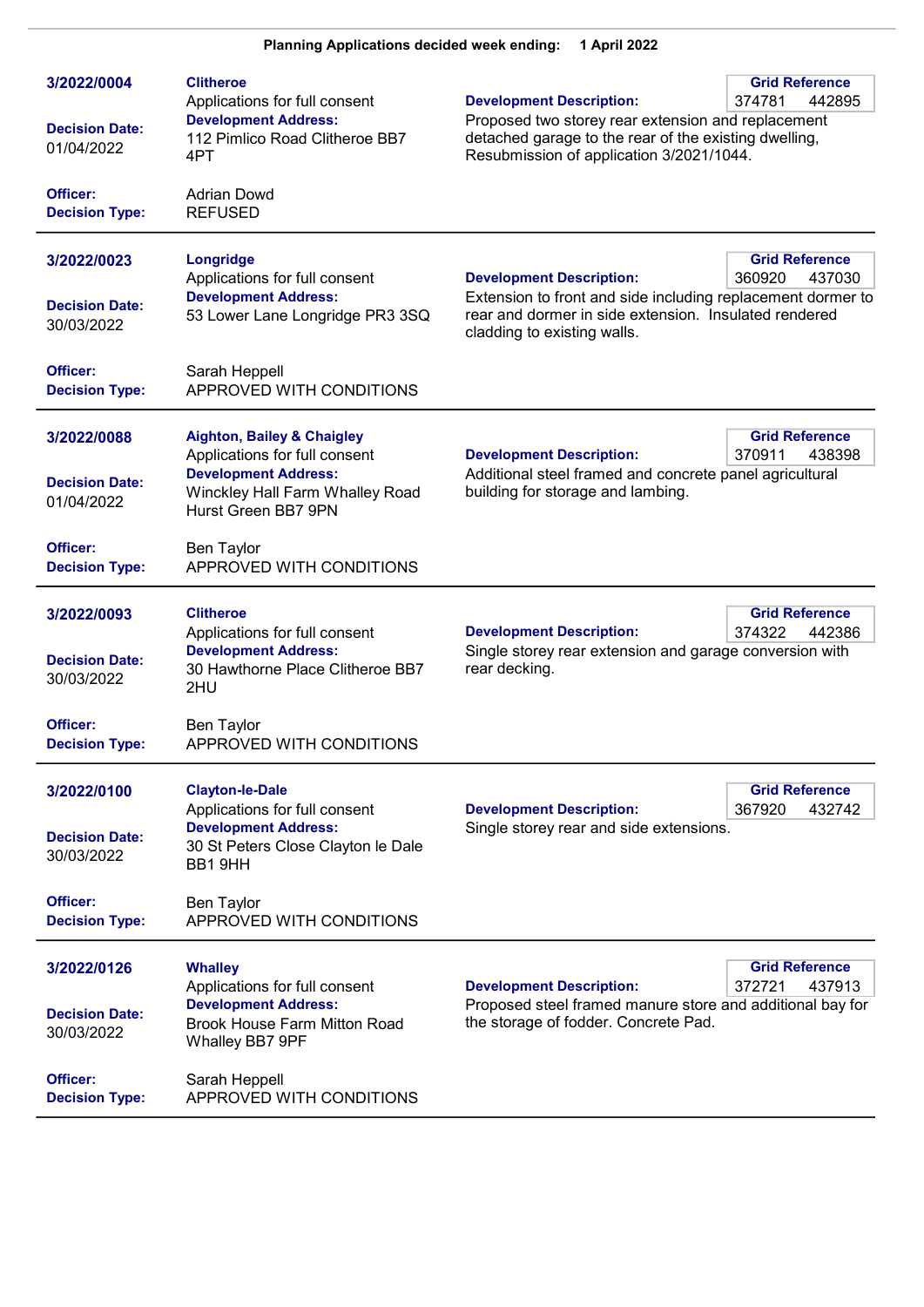**Planning Applications decided week ending: 1 April 2022**

---

**3/2022/0004**

**Clitheroe**
Applications for full consent

**Development Address:**
112 Pimlico Road Clitheroe BB7 4PT

**Grid Reference:** 374781 442895

**Development Description:**
Proposed two storey rear extension and replacement detached garage to the rear of the existing dwelling, Resubmission of application 3/2021/1044.

**Decision Date:** 01/04/2022

**Officer:** Adrian Dowd
**Decision Type:** REFUSED

---

**3/2022/0023**

**Longridge**
Applications for full consent

**Development Address:**
53 Lower Lane Longridge PR3 3SQ

**Grid Reference:** 360920 437030

**Development Description:**
Extension to front and side including replacement dormer to rear and dormer in side extension. Insulated rendered cladding to existing walls.

**Decision Date:** 30/03/2022

**Officer:** Sarah Heppell
**Decision Type:** APPROVED WITH CONDITIONS

---

**3/2022/0088**

**Aighton, Bailey & Chaigley**
Applications for full consent

**Development Address:**
Winckley Hall Farm Whalley Road Hurst Green BB7 9PN

**Grid Reference:** 370911 438398

**Development Description:**
Additional steel framed and concrete panel agricultural building for storage and lambing.

**Decision Date:** 01/04/2022

**Officer:** Ben Taylor
**Decision Type:** APPROVED WITH CONDITIONS

---

**3/2022/0093**

**Clitheroe**
Applications for full consent

**Development Address:**
30 Hawthorne Place Clitheroe BB7 2HU

**Grid Reference:** 374322 442386

**Development Description:**
Single storey rear extension and garage conversion with rear decking.

**Decision Date:** 30/03/2022

**Officer:** Ben Taylor
**Decision Type:** APPROVED WITH CONDITIONS

---

**3/2022/0100**

**Clayton-le-Dale**
Applications for full consent

**Development Address:**
30 St Peters Close Clayton le Dale BB1 9HH

**Grid Reference:** 367920 432742

**Development Description:**
Single storey rear and side extensions.

**Decision Date:** 30/03/2022

**Officer:** Ben Taylor
**Decision Type:** APPROVED WITH CONDITIONS

---

**3/2022/0126**

**Whalley**
Applications for full consent

**Development Address:**
Brook House Farm Mitton Road Whalley BB7 9PF

**Grid Reference:** 372721 437913

**Development Description:**
Proposed steel framed manure store and additional bay for the storage of fodder. Concrete Pad.

**Decision Date:** 30/03/2022

**Officer:** Sarah Heppell
**Decision Type:** APPROVED WITH CONDITIONS

---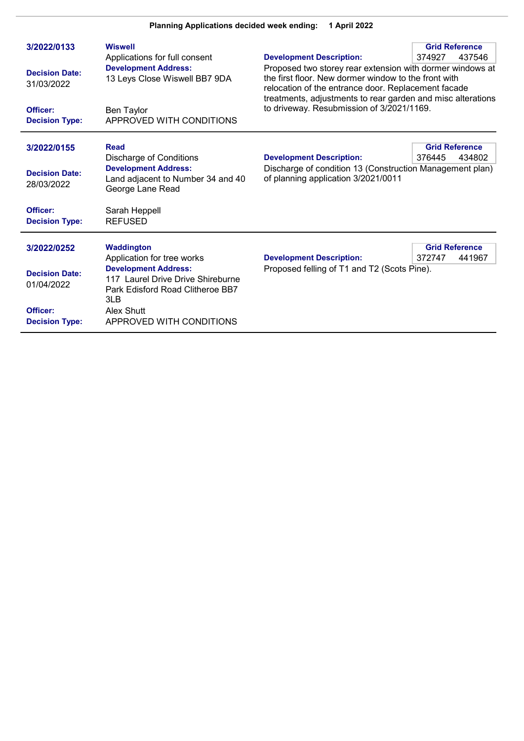**Planning Applications decided week ending: 1 April 2022**

---

**3/2022/0133**

**Wiswell**
Applications for full consent

**Decision Date:** 31/03/2022

**Development Address:**
13 Leys Close Wiswell BB7 9DA

**Officer:** Ben Taylor

**Decision Type:** APPROVED WITH CONDITIONS

**Development Description:**
Proposed two storey rear extension with dormer windows at the first floor. New dormer window to the front with relocation of the entrance door. Replacement facade treatments, adjustments to rear garden and misc alterations to driveway. Resubmission of 3/2021/1169.

| Grid Reference | |
|---|---|
| 374927 | 437546 |

---

**3/2022/0155**

**Read**
Discharge of Conditions

**Decision Date:** 28/03/2022

**Development Address:**
Land adjacent to Number 34 and 40 George Lane Read

**Officer:** Sarah Heppell

**Decision Type:** REFUSED

**Development Description:**
Discharge of condition 13 (Construction Management plan) of planning application 3/2021/0011

| Grid Reference | |
|---|---|
| 376445 | 434802 |

---

**3/2022/0252**

**Waddington**
Application for tree works

**Decision Date:** 01/04/2022

**Development Address:**
117 Laurel Drive Shireburne Park Edisford Road Clitheroe BB7 3LB

**Officer:** Alex Shutt

**Decision Type:** APPROVED WITH CONDITIONS

**Development Description:**
Proposed felling of T1 and T2 (Scots Pine).

| Grid Reference | |
|---|---|
| 372747 | 441967 |